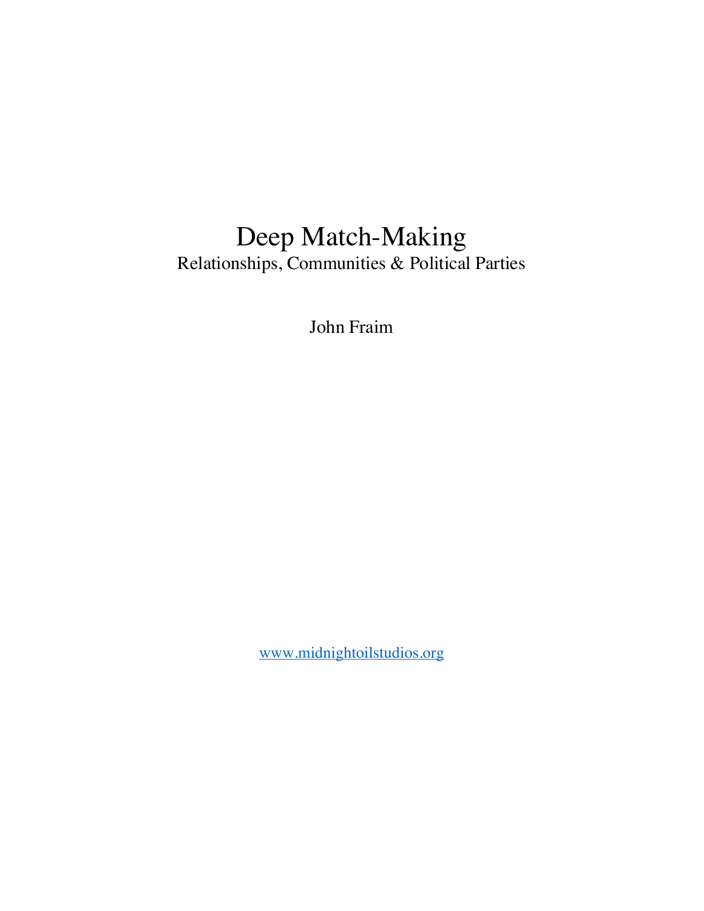# Deep Match-Making

Relationships, Communities & Political Parties

John Fraim

[www.midnightoilstudios.org](http://www.midnightoilstudios.org)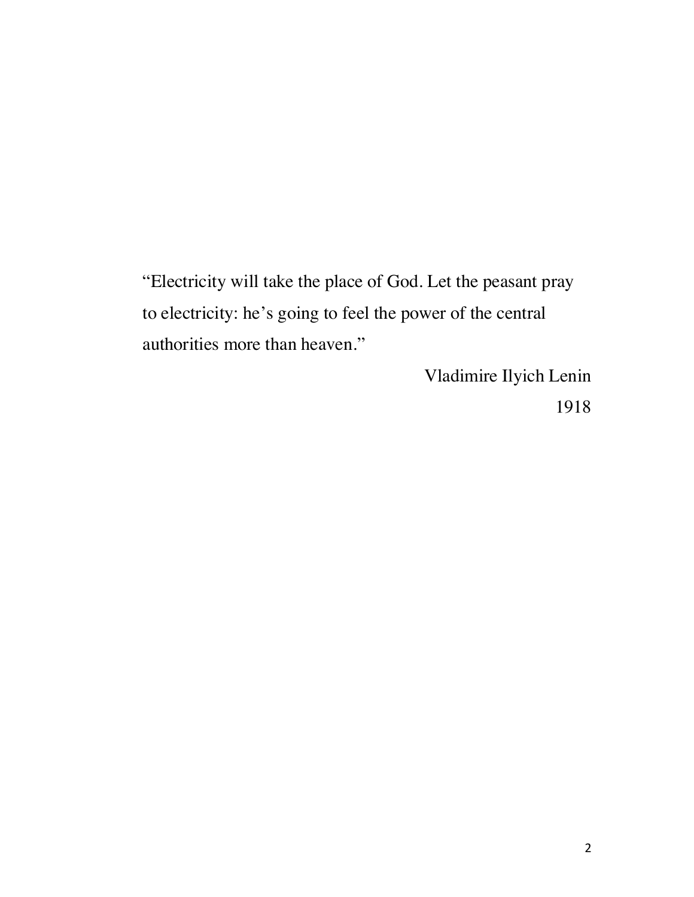"Electricity will take the place of God. Let the peasant pray to electricity: he's going to feel the power of the central authorities more than heaven."

Vladimire Ilyich Lenin

1918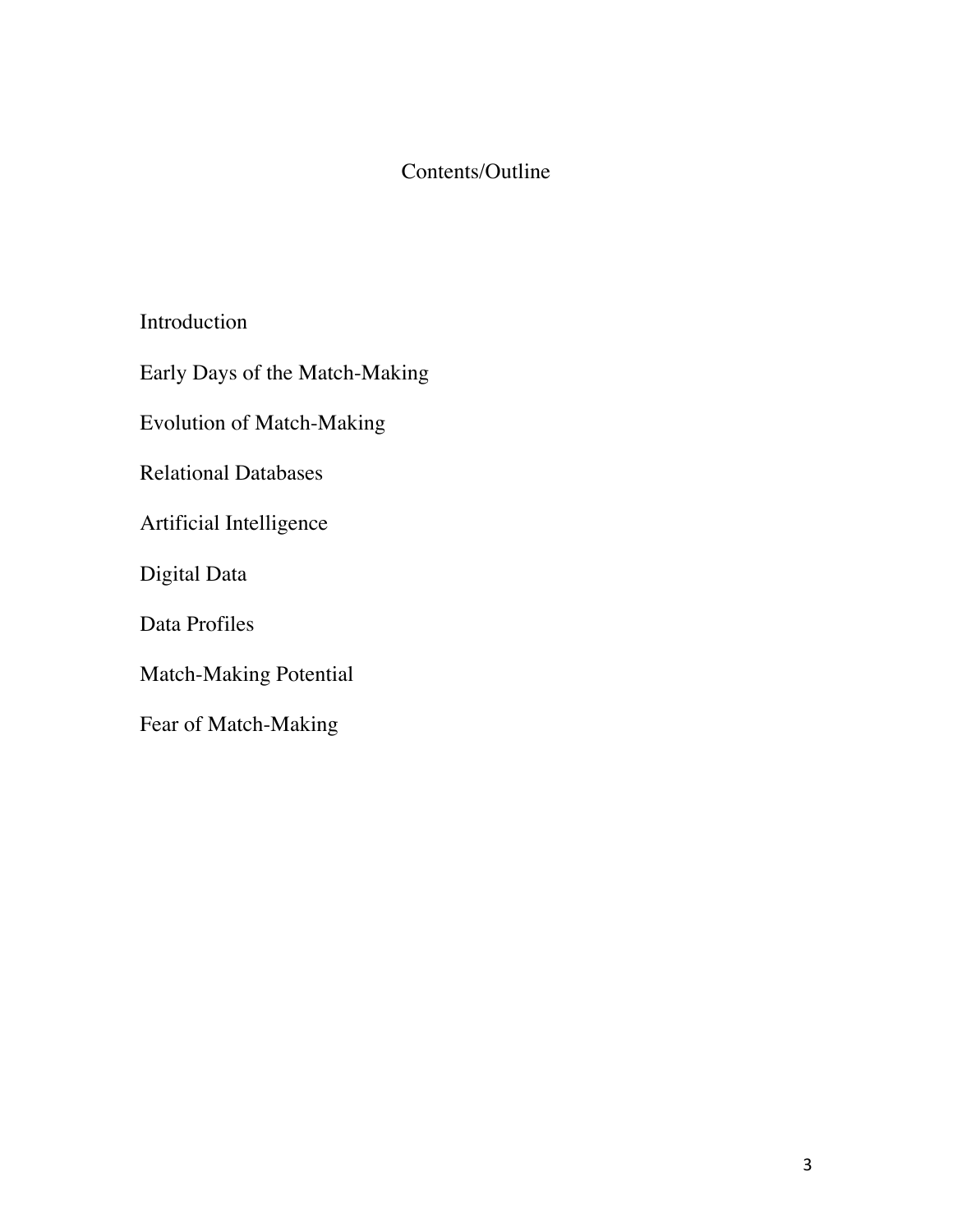# Contents/Outline

Introduction

Early Days of the Match-Making

Evolution of Match-Making

Relational Databases

Artificial Intelligence

Digital Data

Data Profiles

Match-Making Potential

Fear of Match-Making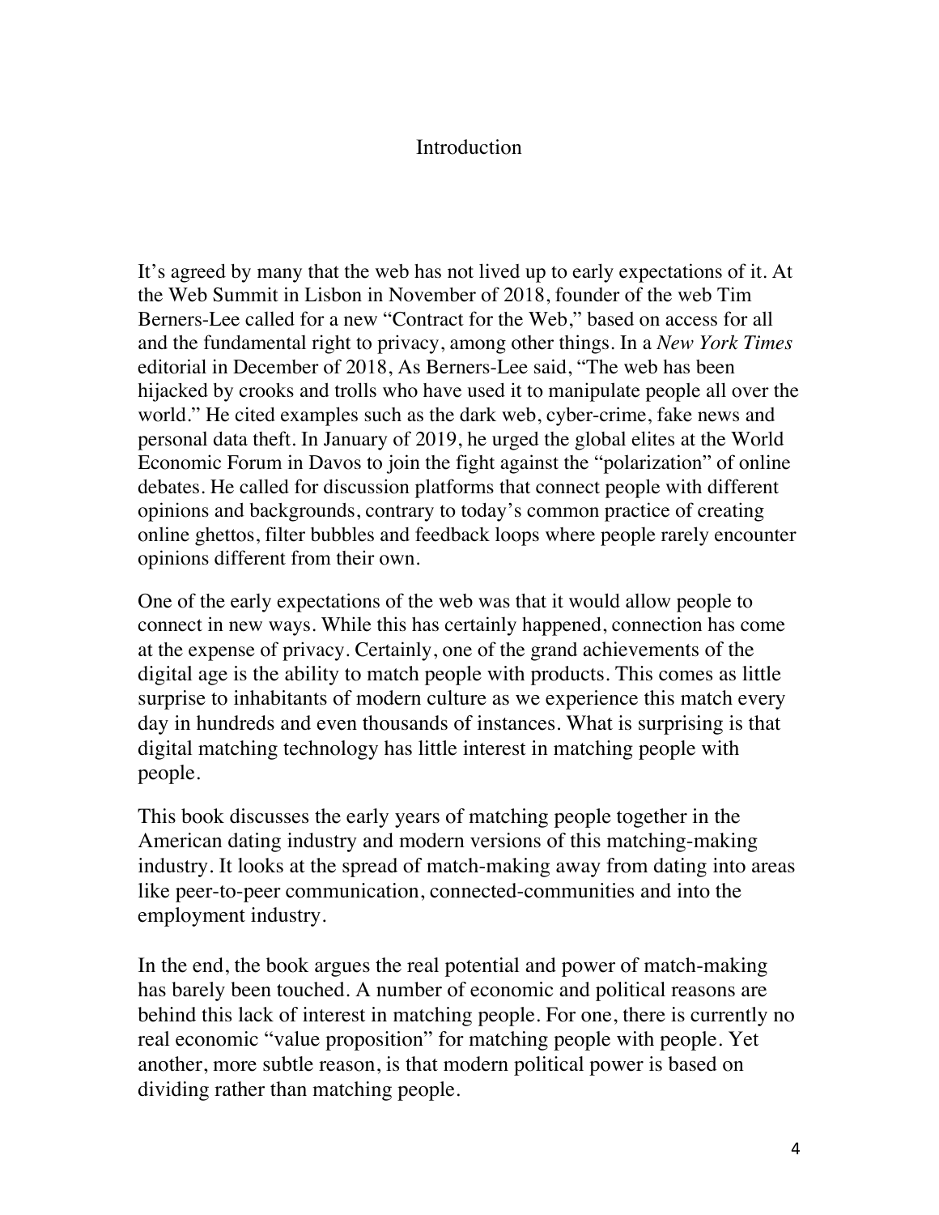# Introduction

It's agreed by many that the web has not lived up to early expectations of it. At the Web Summit in Lisbon in November of 2018, founder of the web Tim Berners-Lee called for a new "Contract for the Web," based on access for all and the fundamental right to privacy, among other things. In a *New York Times* editorial in December of 2018, As Berners-Lee said, "The web has been hijacked by crooks and trolls who have used it to manipulate people all over the world." He cited examples such as the dark web, cyber-crime, fake news and personal data theft. In January of 2019, he urged the global elites at the World Economic Forum in Davos to join the fight against the "polarization" of online debates. He called for discussion platforms that connect people with different opinions and backgrounds, contrary to today's common practice of creating online ghettos, filter bubbles and feedback loops where people rarely encounter opinions different from their own.

One of the early expectations of the web was that it would allow people to connect in new ways. While this has certainly happened, connection has come at the expense of privacy. Certainly, one of the grand achievements of the digital age is the ability to match people with products. This comes as little surprise to inhabitants of modern culture as we experience this match every day in hundreds and even thousands of instances. What is surprising is that digital matching technology has little interest in matching people with people.

This book discusses the early years of matching people together in the American dating industry and modern versions of this matching-making industry. It looks at the spread of match-making away from dating into areas like peer-to-peer communication, connected-communities and into the employment industry.

In the end, the book argues the real potential and power of match-making has barely been touched. A number of economic and political reasons are behind this lack of interest in matching people. For one, there is currently no real economic "value proposition" for matching people with people. Yet another, more subtle reason, is that modern political power is based on dividing rather than matching people.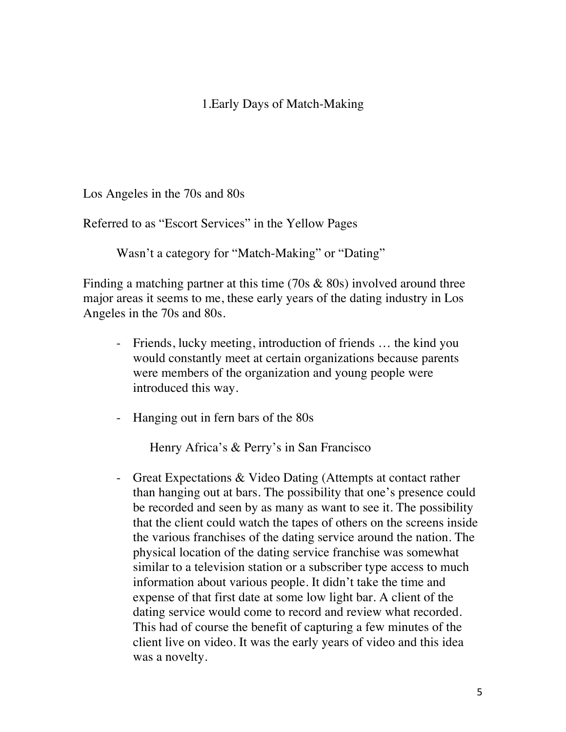# 1.Early Days of Match-Making

Los Angeles in the 70s and 80s

Referred to as "Escort Services" in the Yellow Pages

Wasn't a category for "Match-Making" or "Dating"

Finding a matching partner at this time (70s & 80s) involved around three major areas it seems to me, these early years of the dating industry in Los Angeles in the 70s and 80s.

- Friends, lucky meeting, introduction of friends … the kind you would constantly meet at certain organizations because parents were members of the organization and young people were introduced this way.

- Hanging out in fern bars of the 80s

  Henry Africa's & Perry's in San Francisco

- Great Expectations & Video Dating (Attempts at contact rather than hanging out at bars. The possibility that one's presence could be recorded and seen by as many as want to see it. The possibility that the client could watch the tapes of others on the screens inside the various franchises of the dating service around the nation. The physical location of the dating service franchise was somewhat similar to a television station or a subscriber type access to much information about various people. It didn't take the time and expense of that first date at some low light bar. A client of the dating service would come to record and review what recorded. This had of course the benefit of capturing a few minutes of the client live on video. It was the early years of video and this idea was a novelty.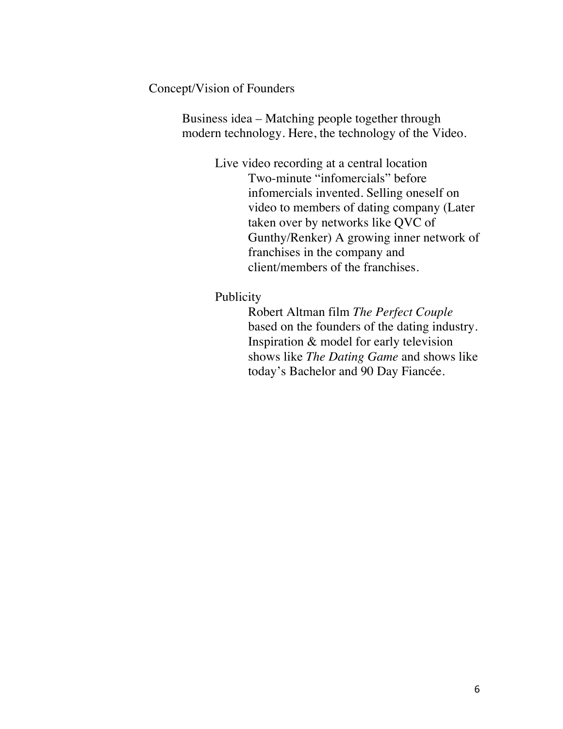Concept/Vision of Founders

Business idea – Matching people together through modern technology. Here, the technology of the Video.

Live video recording at a central location

Two-minute “infomercials” before infomercials invented. Selling oneself on video to members of dating company (Later taken over by networks like QVC of Gunthy/Renker) A growing inner network of franchises in the company and client/members of the franchises.

Publicity

Robert Altman film *The Perfect Couple* based on the founders of the dating industry. Inspiration & model for early television shows like *The Dating Game* and shows like today’s Bachelor and 90 Day Fiancée.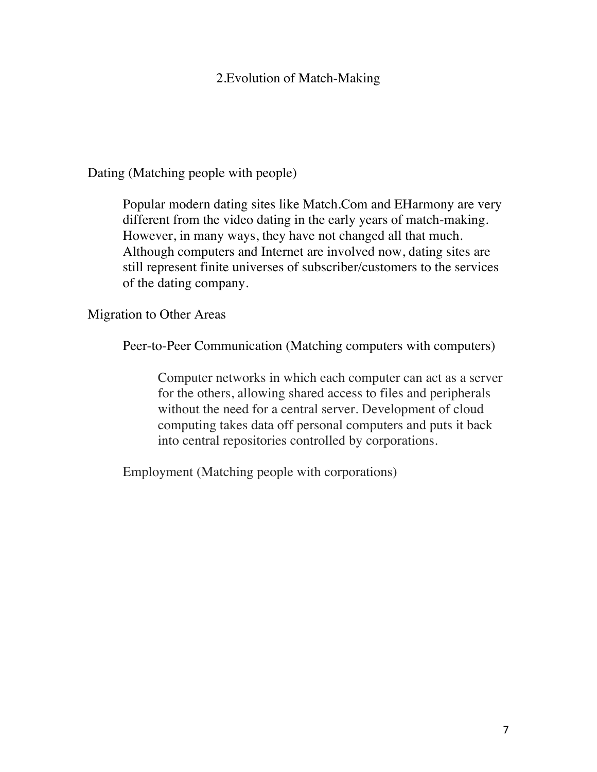## 2.Evolution of Match-Making

### Dating (Matching people with people)

Popular modern dating sites like Match.Com and EHarmony are very different from the video dating in the early years of match-making. However, in many ways, they have not changed all that much. Although computers and Internet are involved now, dating sites are still represent finite universes of subscriber/customers to the services of the dating company.

### Migration to Other Areas

#### Peer-to-Peer Communication (Matching computers with computers)

Computer networks in which each computer can act as a server for the others, allowing shared access to files and peripherals without the need for a central server. Development of cloud computing takes data off personal computers and puts it back into central repositories controlled by corporations.

#### Employment (Matching people with corporations)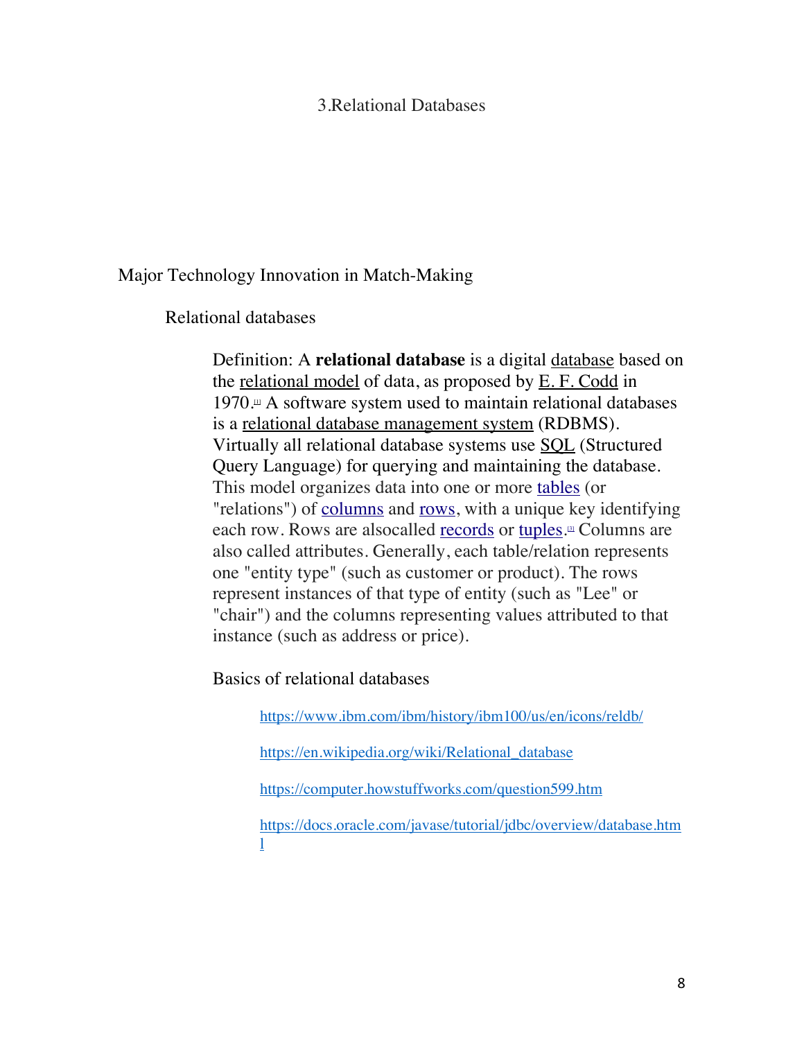# 3.Relational Databases

## Major Technology Innovation in Match-Making

### Relational databases

Definition: A **relational database** is a digital database based on the relational model of data, as proposed by E. F. Codd in 1970.[1] A software system used to maintain relational databases is a relational database management system (RDBMS). Virtually all relational database systems use SQL (Structured Query Language) for querying and maintaining the database. This model organizes data into one or more tables (or "relations") of columns and rows, with a unique key identifying each row. Rows are alsocalled records or tuples.[3] Columns are also called attributes. Generally, each table/relation represents one "entity type" (such as customer or product). The rows represent instances of that type of entity (such as "Lee" or "chair") and the columns representing values attributed to that instance (such as address or price).

#### Basics of relational databases

https://www.ibm.com/ibm/history/ibm100/us/en/icons/reldb/

https://en.wikipedia.org/wiki/Relational_database

https://computer.howstuffworks.com/question599.htm

https://docs.oracle.com/javase/tutorial/jdbc/overview/database.html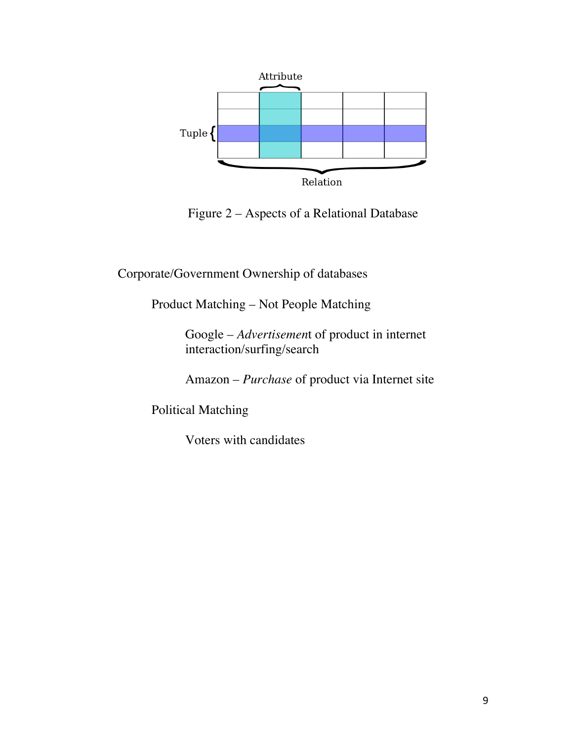Attribute

Tuple

Relation

Figure 2 – Aspects of a Relational Database

Corporate/Government Ownership of databases

Product Matching – Not People Matching

Google – *Advertisemen*t of product in internet interaction/surfing/search

Amazon – *Purchase* of product via Internet site

Political Matching

Voters with candidates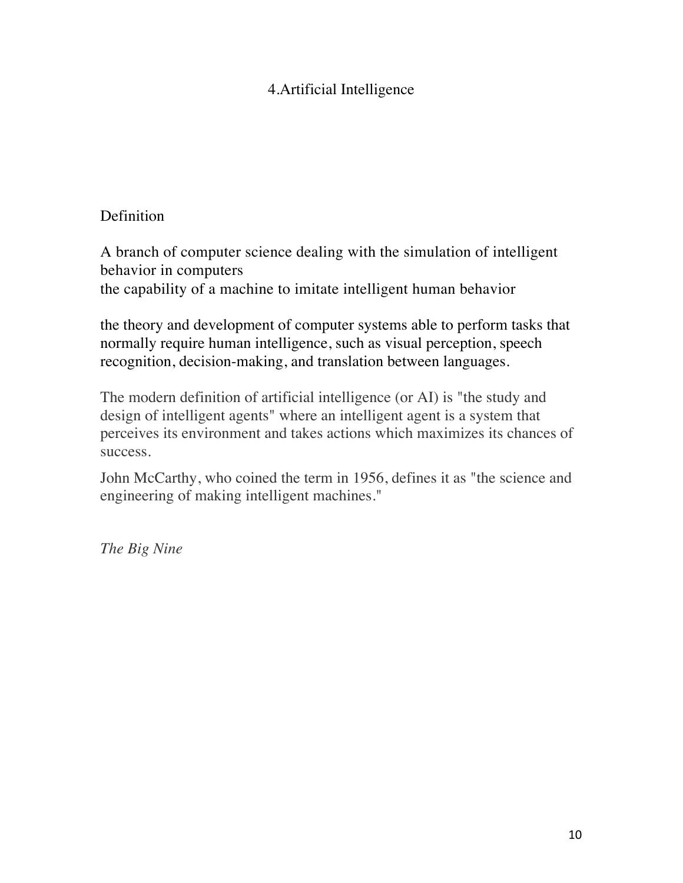# 4.Artificial Intelligence

Definition

A branch of computer science dealing with the simulation of intelligent behavior in computers
the capability of a machine to imitate intelligent human behavior

the theory and development of computer systems able to perform tasks that normally require human intelligence, such as visual perception, speech recognition, decision-making, and translation between languages.

The modern definition of artificial intelligence (or AI) is "the study and design of intelligent agents" where an intelligent agent is a system that perceives its environment and takes actions which maximizes its chances of success.

John McCarthy, who coined the term in 1956, defines it as "the science and engineering of making intelligent machines."

*The Big Nine*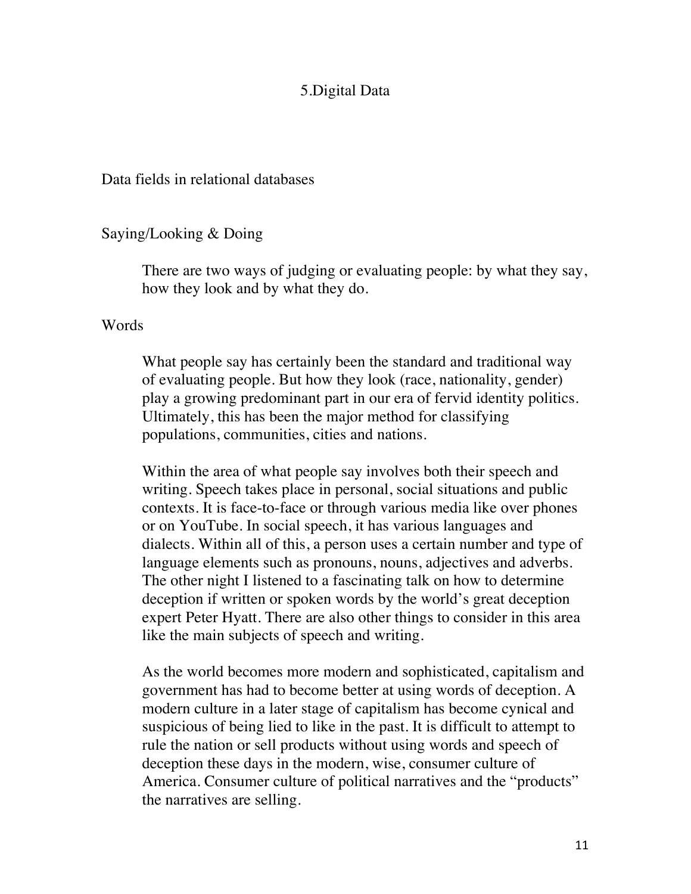# 5.Digital Data

## Data fields in relational databases

### Saying/Looking & Doing

There are two ways of judging or evaluating people: by what they say, how they look and by what they do.

### Words

What people say has certainly been the standard and traditional way of evaluating people. But how they look (race, nationality, gender) play a growing predominant part in our era of fervid identity politics. Ultimately, this has been the major method for classifying populations, communities, cities and nations.

Within the area of what people say involves both their speech and writing. Speech takes place in personal, social situations and public contexts. It is face-to-face or through various media like over phones or on YouTube. In social speech, it has various languages and dialects. Within all of this, a person uses a certain number and type of language elements such as pronouns, nouns, adjectives and adverbs. The other night I listened to a fascinating talk on how to determine deception if written or spoken words by the world's great deception expert Peter Hyatt. There are also other things to consider in this area like the main subjects of speech and writing.

As the world becomes more modern and sophisticated, capitalism and government has had to become better at using words of deception. A modern culture in a later stage of capitalism has become cynical and suspicious of being lied to like in the past. It is difficult to attempt to rule the nation or sell products without using words and speech of deception these days in the modern, wise, consumer culture of America. Consumer culture of political narratives and the "products" the narratives are selling.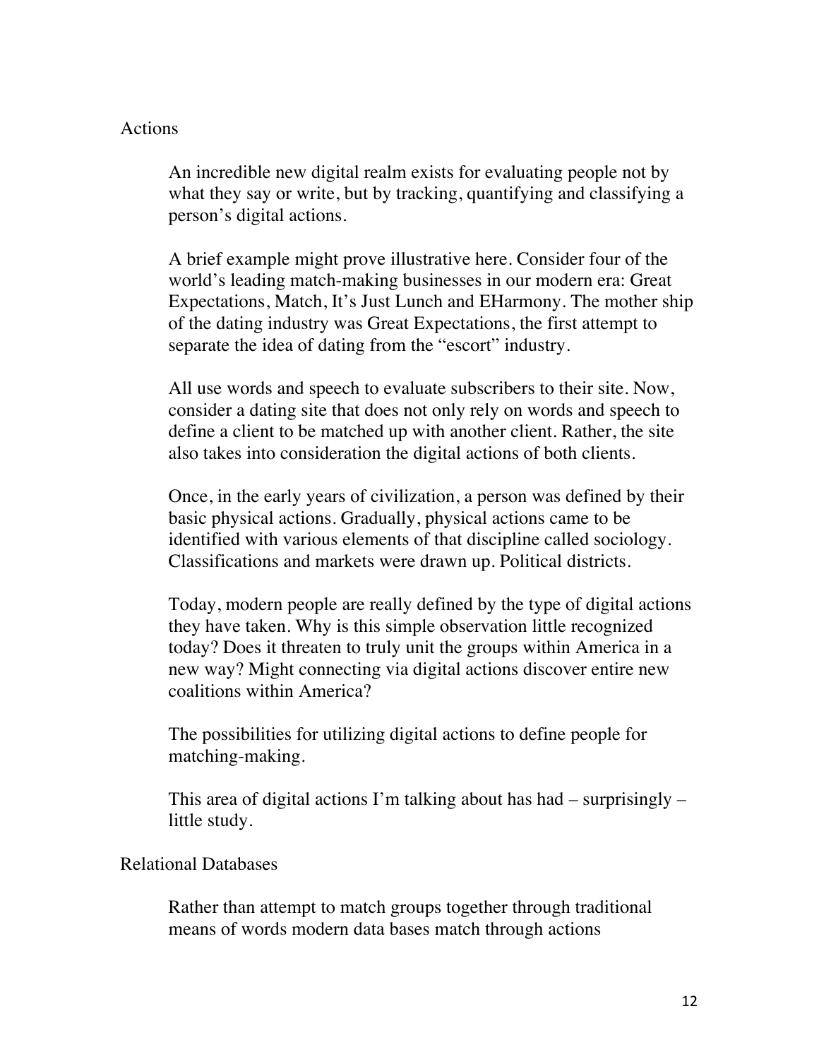## Actions

An incredible new digital realm exists for evaluating people not by what they say or write, but by tracking, quantifying and classifying a person's digital actions.

A brief example might prove illustrative here. Consider four of the world's leading match-making businesses in our modern era: Great Expectations, Match, It's Just Lunch and EHarmony. The mother ship of the dating industry was Great Expectations, the first attempt to separate the idea of dating from the "escort" industry.

All use words and speech to evaluate subscribers to their site. Now, consider a dating site that does not only rely on words and speech to define a client to be matched up with another client. Rather, the site also takes into consideration the digital actions of both clients.

Once, in the early years of civilization, a person was defined by their basic physical actions. Gradually, physical actions came to be identified with various elements of that discipline called sociology. Classifications and markets were drawn up. Political districts.

Today, modern people are really defined by the type of digital actions they have taken. Why is this simple observation little recognized today? Does it threaten to truly unit the groups within America in a new way? Might connecting via digital actions discover entire new coalitions within America?

The possibilities for utilizing digital actions to define people for matching-making.

This area of digital actions I'm talking about has had – surprisingly – little study.

## Relational Databases

Rather than attempt to match groups together through traditional means of words modern data bases match through actions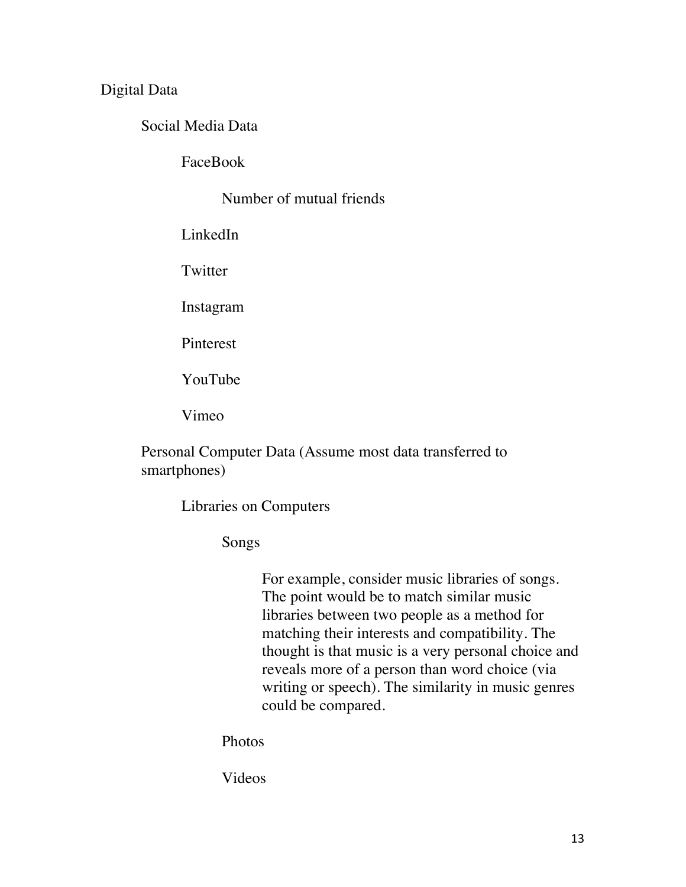Digital Data

- Social Media Data
  - FaceBook
    - Number of mutual friends
  - LinkedIn
  - Twitter
  - Instagram
  - Pinterest
  - YouTube
  - Vimeo
- Personal Computer Data (Assume most data transferred to smartphones)
  - Libraries on Computers
    - Songs
      - For example, consider music libraries of songs. The point would be to match similar music libraries between two people as a method for matching their interests and compatibility. The thought is that music is a very personal choice and reveals more of a person than word choice (via writing or speech). The similarity in music genres could be compared.
    - Photos
    - Videos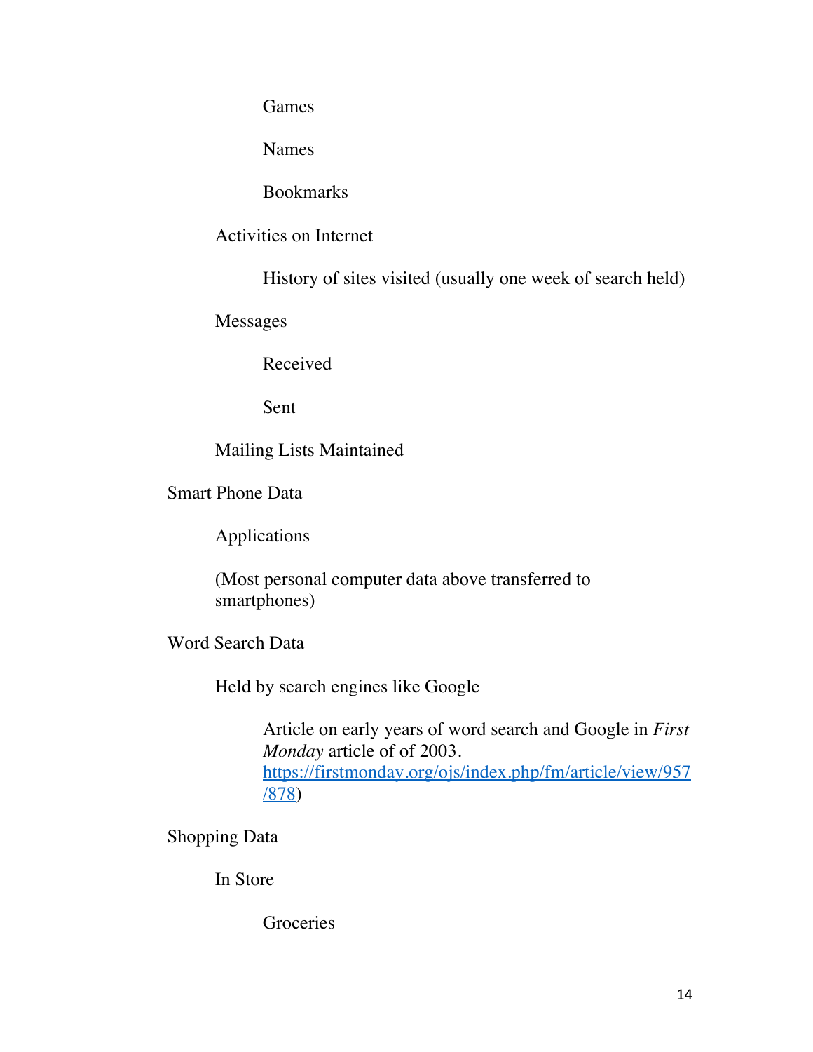- Games
- Names
- Bookmarks

Activities on Internet

- History of sites visited (usually one week of search held)

Messages

- Received
- Sent

Mailing Lists Maintained

Smart Phone Data

- Applications
- (Most personal computer data above transferred to smartphones)

Word Search Data

- Held by search engines like Google
  - Article on early years of word search and Google in *First Monday* article of of 2003. [https://firstmonday.org/ojs/index.php/fm/article/view/957/878](https://firstmonday.org/ojs/index.php/fm/article/view/957/878))

Shopping Data

- In Store
  - Groceries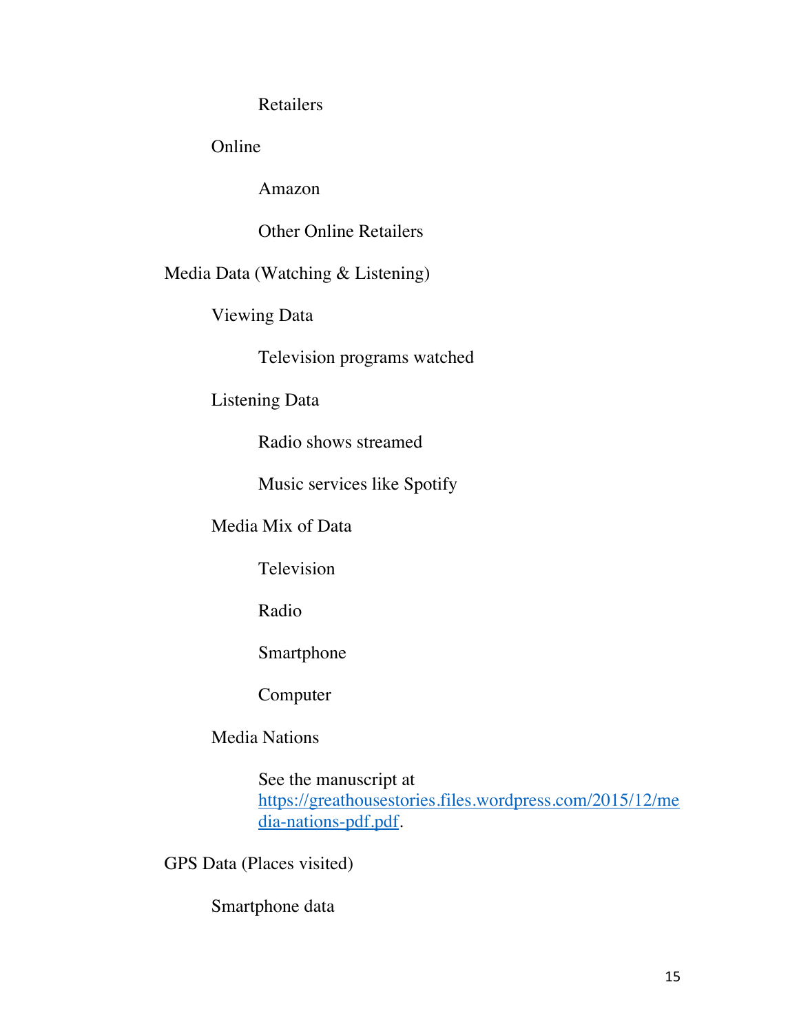- Retailers
- Online
  - Amazon
  - Other Online Retailers

Media Data (Watching & Listening)

- Viewing Data
  - Television programs watched
- Listening Data
  - Radio shows streamed
  - Music services like Spotify
- Media Mix of Data
  - Television
  - Radio
  - Smartphone
  - Computer
- Media Nations
  - See the manuscript at https://greathousestories.files.wordpress.com/2015/12/media-nations-pdf.pdf.

GPS Data (Places visited)

- Smartphone data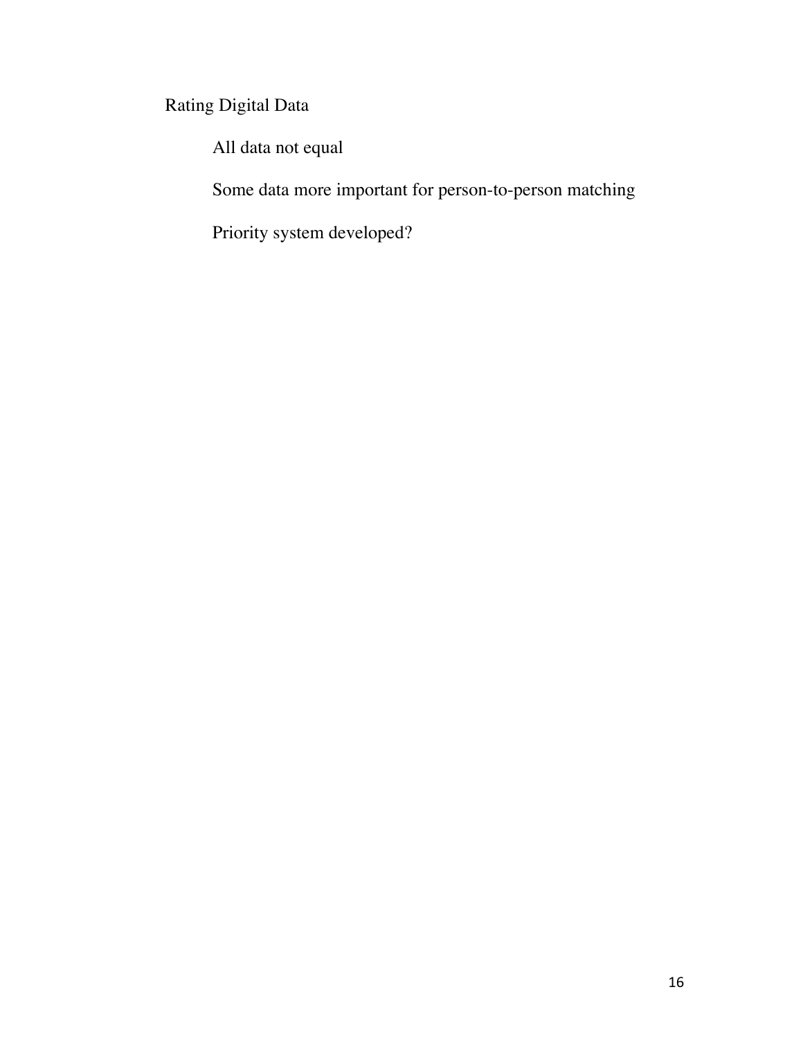Rating Digital Data

All data not equal

Some data more important for person-to-person matching

Priority system developed?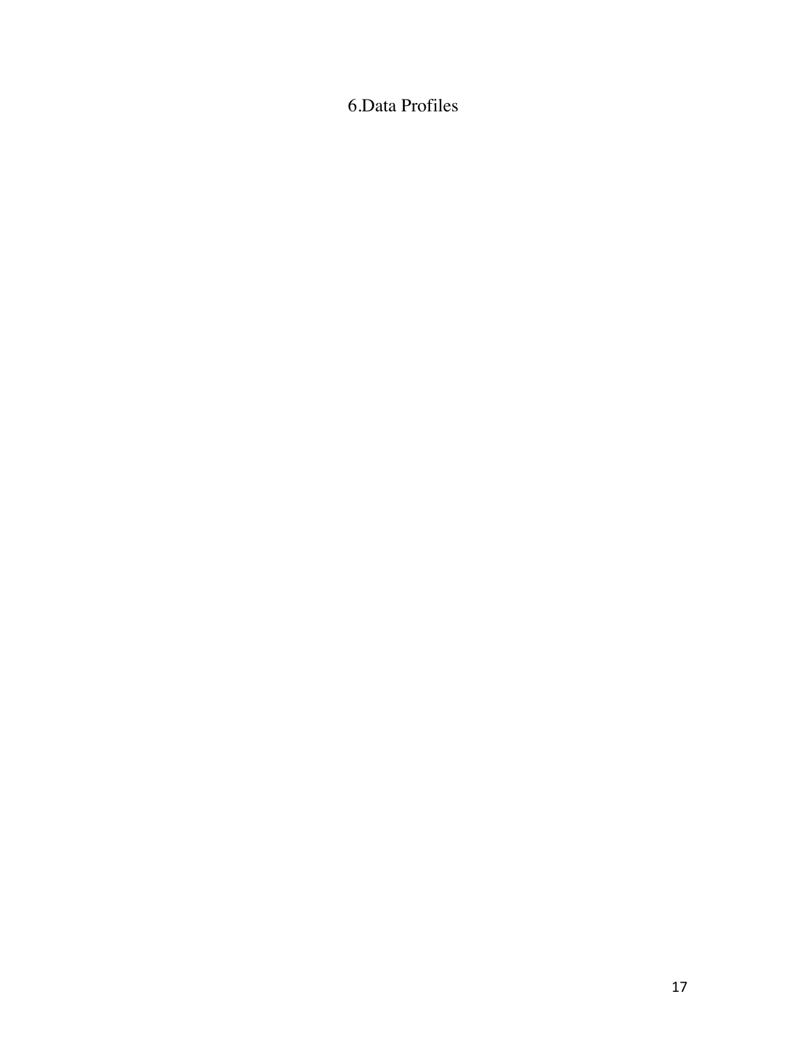# 6.Data Profiles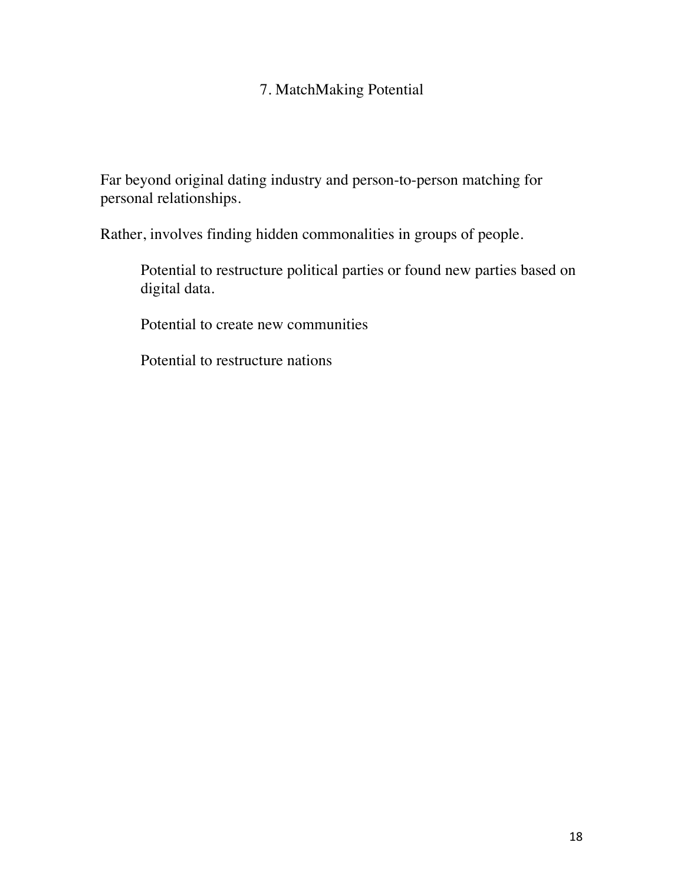## 7. MatchMaking Potential

Far beyond original dating industry and person-to-person matching for personal relationships.

Rather, involves finding hidden commonalities in groups of people.

> Potential to restructure political parties or found new parties based on digital data.
>
> Potential to create new communities
>
> Potential to restructure nations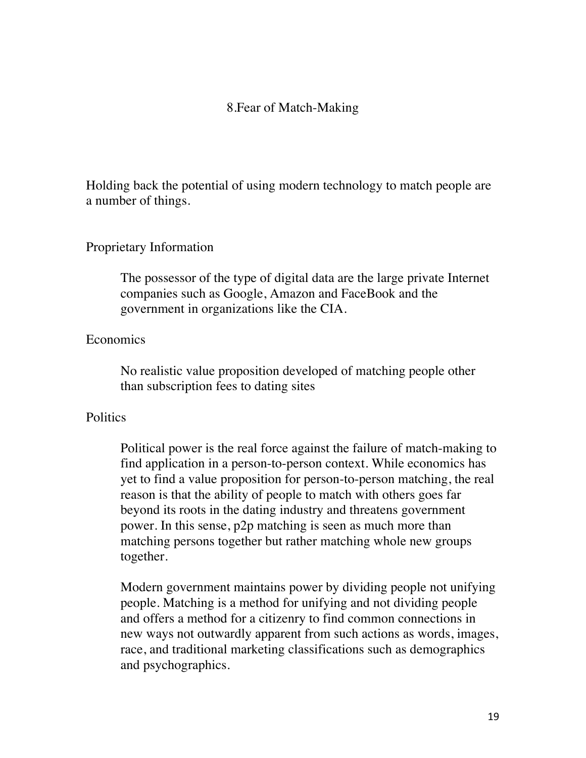## 8.Fear of Match-Making

Holding back the potential of using modern technology to match people are a number of things.

### Proprietary Information

The possessor of the type of digital data are the large private Internet companies such as Google, Amazon and FaceBook and the government in organizations like the CIA.

### Economics

No realistic value proposition developed of matching people other than subscription fees to dating sites

### Politics

Political power is the real force against the failure of match-making to find application in a person-to-person context. While economics has yet to find a value proposition for person-to-person matching, the real reason is that the ability of people to match with others goes far beyond its roots in the dating industry and threatens government power. In this sense, p2p matching is seen as much more than matching persons together but rather matching whole new groups together.

Modern government maintains power by dividing people not unifying people. Matching is a method for unifying and not dividing people and offers a method for a citizenry to find common connections in new ways not outwardly apparent from such actions as words, images, race, and traditional marketing classifications such as demographics and psychographics.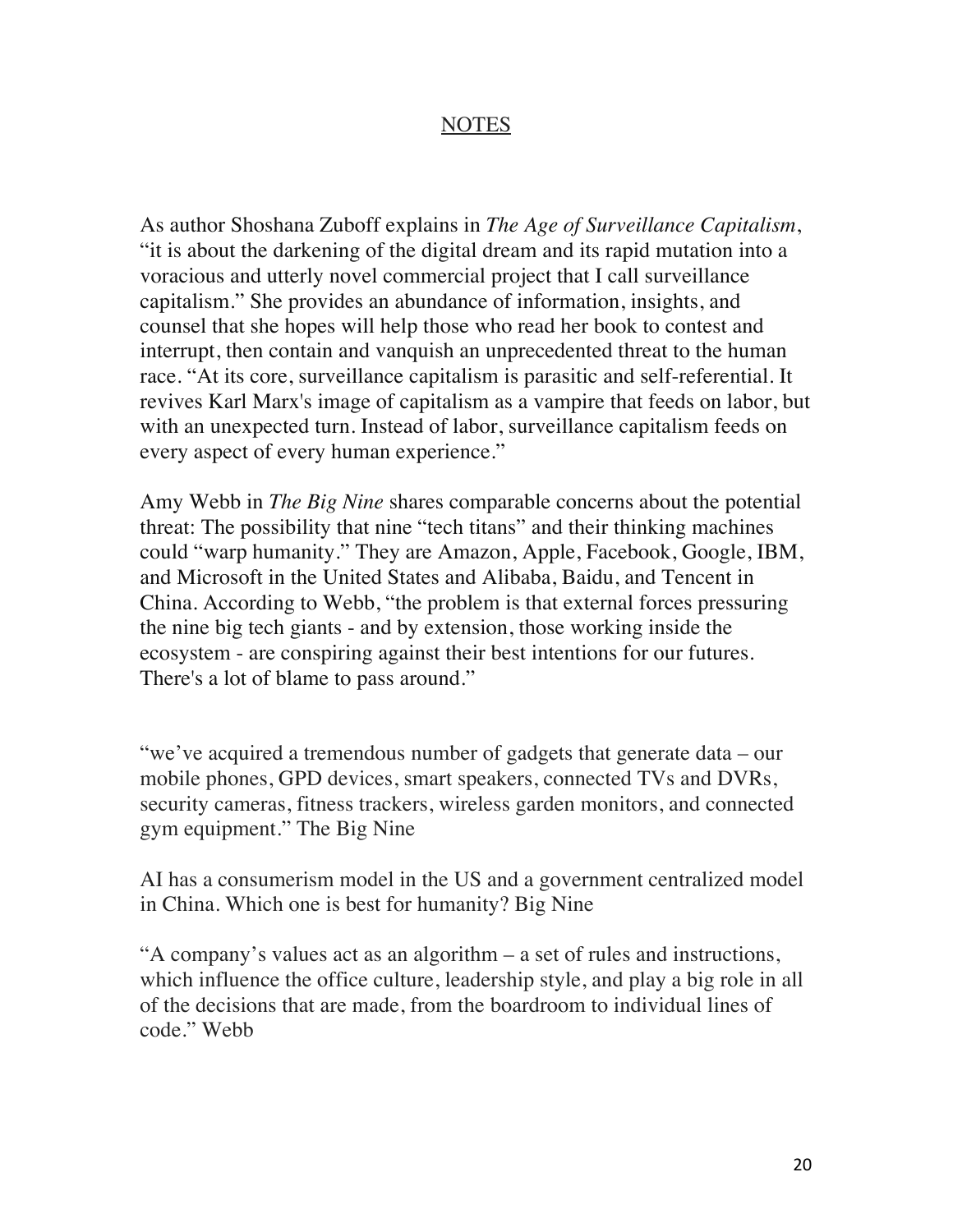## NOTES

As author Shoshana Zuboff explains in *The Age of Surveillance Capitalism*, "it is about the darkening of the digital dream and its rapid mutation into a voracious and utterly novel commercial project that I call surveillance capitalism." She provides an abundance of information, insights, and counsel that she hopes will help those who read her book to contest and interrupt, then contain and vanquish an unprecedented threat to the human race. "At its core, surveillance capitalism is parasitic and self-referential. It revives Karl Marx's image of capitalism as a vampire that feeds on labor, but with an unexpected turn. Instead of labor, surveillance capitalism feeds on every aspect of every human experience."

Amy Webb in *The Big Nine* shares comparable concerns about the potential threat: The possibility that nine "tech titans" and their thinking machines could "warp humanity." They are Amazon, Apple, Facebook, Google, IBM, and Microsoft in the United States and Alibaba, Baidu, and Tencent in China. According to Webb, "the problem is that external forces pressuring the nine big tech giants - and by extension, those working inside the ecosystem - are conspiring against their best intentions for our futures. There's a lot of blame to pass around."

"we've acquired a tremendous number of gadgets that generate data – our mobile phones, GPD devices, smart speakers, connected TVs and DVRs, security cameras, fitness trackers, wireless garden monitors, and connected gym equipment." The Big Nine

AI has a consumerism model in the US and a government centralized model in China. Which one is best for humanity? Big Nine

"A company's values act as an algorithm – a set of rules and instructions, which influence the office culture, leadership style, and play a big role in all of the decisions that are made, from the boardroom to individual lines of code." Webb